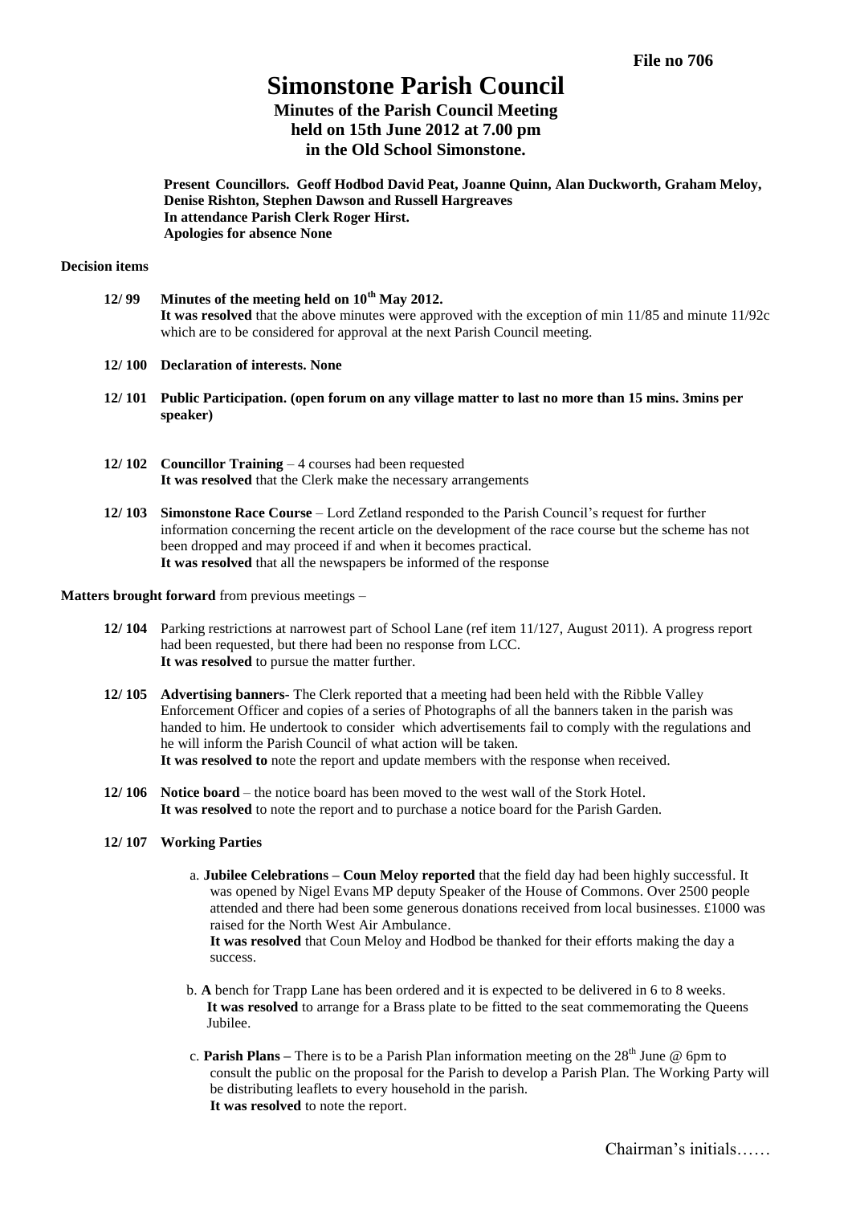**File no 706**

# Simonstone Parish Council

## Minutes of the Parish Council Meeting held on 15th June 2012 at 7.00 pm in the Old School Simonstone.

**Present Councillors. Geoff Hodbod David Peat, Joanne Quinn, Alan Duckworth, Graham Meloy, Denise Rishton, Stephen Dawson and Russell Hargreaves**
**In attendance Parish Clerk Roger Hirst.**
**Apologies for absence None**

**Decision items**

**12/ 99 Minutes of the meeting held on 10th May 2012.**
**It was resolved** that the above minutes were approved with the exception of min 11/85 and minute 11/92c which are to be considered for approval at the next Parish Council meeting.

**12/ 100 Declaration of interests. None**

**12/ 101 Public Participation. (open forum on any village matter to last no more than 15 mins. 3mins per speaker)**

**12/ 102 Councillor Training** – 4 courses had been requested
**It was resolved** that the Clerk make the necessary arrangements

**12/ 103 Simonstone Race Course** – Lord Zetland responded to the Parish Council's request for further information concerning the recent article on the development of the race course but the scheme has not been dropped and may proceed if and when it becomes practical.
**It was resolved** that all the newspapers be informed of the response

**Matters brought forward** from previous meetings –

**12/ 104** Parking restrictions at narrowest part of School Lane (ref item 11/127, August 2011). A progress report had been requested, but there had been no response from LCC.
**It was resolved** to pursue the matter further.

**12/ 105 Advertising banners-** The Clerk reported that a meeting had been held with the Ribble Valley Enforcement Officer and copies of a series of Photographs of all the banners taken in the parish was handed to him. He undertook to consider which advertisements fail to comply with the regulations and he will inform the Parish Council of what action will be taken.
**It was resolved to** note the report and update members with the response when received.

**12/ 106 Notice board** – the notice board has been moved to the west wall of the Stork Hotel.
**It was resolved** to note the report and to purchase a notice board for the Parish Garden.

**12/ 107 Working Parties**

a. **Jubilee Celebrations – Coun Meloy reported** that the field day had been highly successful. It was opened by Nigel Evans MP deputy Speaker of the House of Commons. Over 2500 people attended and there had been some generous donations received from local businesses. £1000 was raised for the North West Air Ambulance.
**It was resolved** that Coun Meloy and Hodbod be thanked for their efforts making the day a success.

b. **A** bench for Trapp Lane has been ordered and it is expected to be delivered in 6 to 8 weeks.
**It was resolved** to arrange for a Brass plate to be fitted to the seat commemorating the Queens Jubilee.

c. **Parish Plans –** There is to be a Parish Plan information meeting on the 28th June @ 6pm to consult the public on the proposal for the Parish to develop a Parish Plan. The Working Party will be distributing leaflets to every household in the parish.
**It was resolved** to note the report.

Chairman's initials……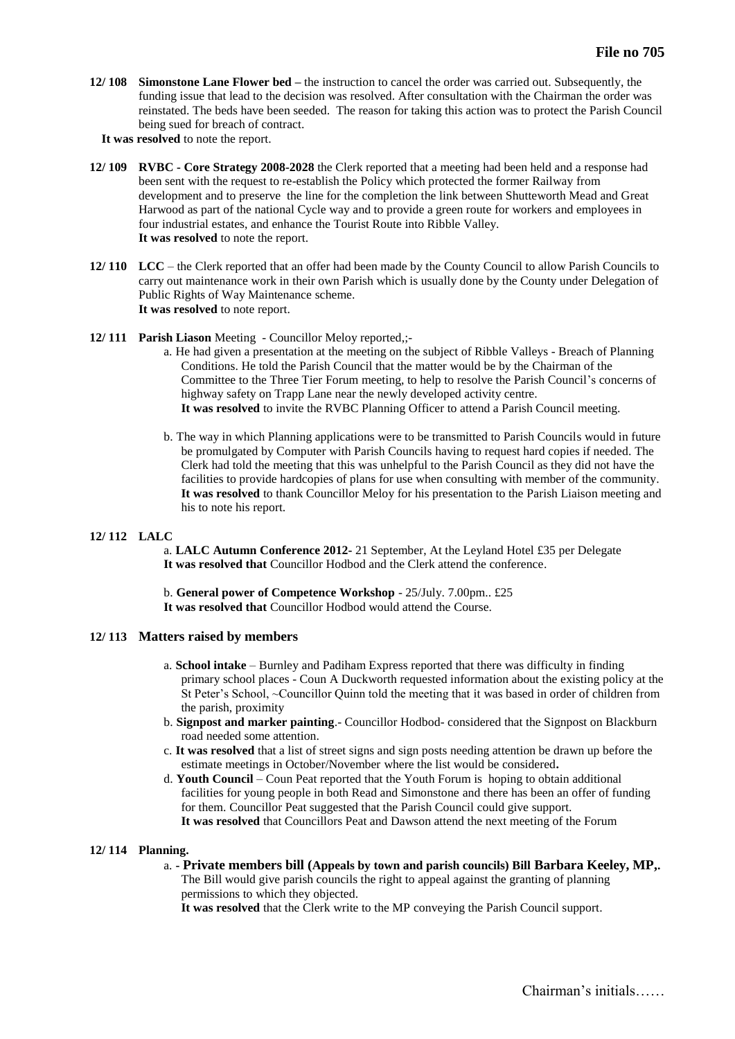**12/ 108 Simonstone Lane Flower bed –** the instruction to cancel the order was carried out. Subsequently, the funding issue that lead to the decision was resolved. After consultation with the Chairman the order was reinstated. The beds have been seeded. The reason for taking this action was to protect the Parish Council being sued for breach of contract.

**It was resolved** to note the report.

**12/ 109 RVBC - Core Strategy 2008-2028** the Clerk reported that a meeting had been held and a response had been sent with the request to re-establish the Policy which protected the former Railway from development and to preserve the line for the completion the link between Shutteworth Mead and Great Harwood as part of the national Cycle way and to provide a green route for workers and employees in four industrial estates, and enhance the Tourist Route into Ribble Valley.

**It was resolved** to note the report.

**12/ 110 LCC** – the Clerk reported that an offer had been made by the County Council to allow Parish Councils to carry out maintenance work in their own Parish which is usually done by the County under Delegation of Public Rights of Way Maintenance scheme.

**It was resolved** to note report.

**12/ 111 Parish Liason** Meeting - Councillor Meloy reported,;-

a. He had given a presentation at the meeting on the subject of Ribble Valleys - Breach of Planning Conditions. He told the Parish Council that the matter would be by the Chairman of the Committee to the Three Tier Forum meeting, to help to resolve the Parish Council's concerns of highway safety on Trapp Lane near the newly developed activity centre.
**It was resolved** to invite the RVBC Planning Officer to attend a Parish Council meeting.

b. The way in which Planning applications were to be transmitted to Parish Councils would in future be promulgated by Computer with Parish Councils having to request hard copies if needed. The Clerk had told the meeting that this was unhelpful to the Parish Council as they did not have the facilities to provide hardcopies of plans for use when consulting with member of the community.
**It was resolved** to thank Councillor Meloy for his presentation to the Parish Liaison meeting and his to note his report.

**12/ 112 LALC**

a. **LALC Autumn Conference 2012-** 21 September, At the Leyland Hotel £35 per Delegate
**It was resolved that** Councillor Hodbod and the Clerk attend the conference.

b. **General power of Competence Workshop** - 25/July. 7.00pm.. £25
**It was resolved that** Councillor Hodbod would attend the Course.

**12/ 113 Matters raised by members**

a. **School intake** – Burnley and Padiham Express reported that there was difficulty in finding primary school places - Coun A Duckworth requested information about the existing policy at the St Peter's School, ~Councillor Quinn told the meeting that it was based in order of children from the parish, proximity

b. **Signpost and marker painting**.- Councillor Hodbod- considered that the Signpost on Blackburn road needed some attention.

c. **It was resolved** that a list of street signs and sign posts needing attention be drawn up before the estimate meetings in October/November where the list would be considered**.**

d. **Youth Council** – Coun Peat reported that the Youth Forum is hoping to obtain additional facilities for young people in both Read and Simonstone and there has been an offer of funding for them. Councillor Peat suggested that the Parish Council could give support.
**It was resolved** that Councillors Peat and Dawson attend the next meeting of the Forum

**12/ 114 Planning.**

a. - **Private members bill (Appeals by town and parish councils) Bill Barbara Keeley, MP,.**
The Bill would give parish councils the right to appeal against the granting of planning permissions to which they objected.
**It was resolved** that the Clerk write to the MP conveying the Parish Council support.

Chairman's initials……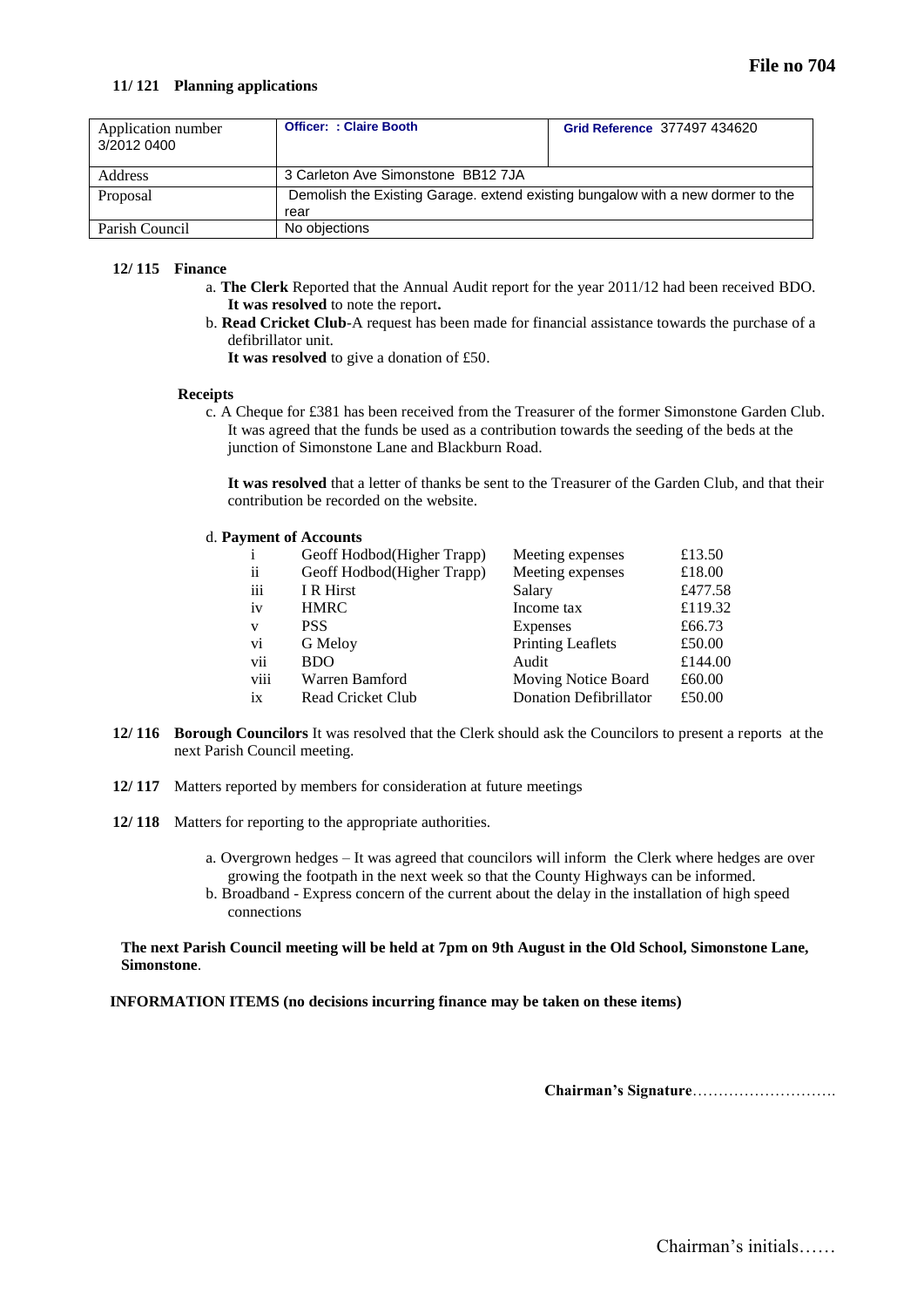**File no 704**

**11/ 121 Planning applications**

| | | |
|---|---|---|
| Application number 3/2012 0400 | **Officer: : Claire Booth** | **Grid Reference** 377497 434620 |
| Address | 3 Carleton Ave Simonstone BB12 7JA | |
| Proposal | Demolish the Existing Garage. extend existing bungalow with a new dormer to the rear | |
| Parish Council | No objections | |

**12/ 115 Finance**

a. **The Clerk** Reported that the Annual Audit report for the year 2011/12 had been received BDO. **It was resolved** to note the report**.**

b. **Read Cricket Club**-A request has been made for financial assistance towards the purchase of a defibrillator unit.
**It was resolved** to give a donation of £50.

**Receipts**

c. A Cheque for £381 has been received from the Treasurer of the former Simonstone Garden Club. It was agreed that the funds be used as a contribution towards the seeding of the beds at the junction of Simonstone Lane and Blackburn Road.

**It was resolved** that a letter of thanks be sent to the Treasurer of the Garden Club, and that their contribution be recorded on the website.

d. **Payment of Accounts**

| | | | |
|---|---|---|---|
| i | Geoff Hodbod(Higher Trapp) | Meeting expenses | £13.50 |
| ii | Geoff Hodbod(Higher Trapp) | Meeting expenses | £18.00 |
| iii | I R Hirst | Salary | £477.58 |
| iv | HMRC | Income tax | £119.32 |
| v | PSS | Expenses | £66.73 |
| vi | G Meloy | Printing Leaflets | £50.00 |
| vii | BDO | Audit | £144.00 |
| viii | Warren Bamford | Moving Notice Board | £60.00 |
| ix | Read Cricket Club | Donation Defibrillator | £50.00 |

**12/ 116 Borough Councilors** It was resolved that the Clerk should ask the Councilors to present a reports at the next Parish Council meeting.

**12/ 117** Matters reported by members for consideration at future meetings

**12/ 118** Matters for reporting to the appropriate authorities.

a. Overgrown hedges – It was agreed that councilors will inform the Clerk where hedges are over growing the footpath in the next week so that the County Highways can be informed.

b. Broadband - Express concern of the current about the delay in the installation of high speed connections

**The next Parish Council meeting will be held at 7pm on 9th August in the Old School, Simonstone Lane, Simonstone**.

**INFORMATION ITEMS (no decisions incurring finance may be taken on these items)**

**Chairman's Signature**……………………….

Chairman's initials……